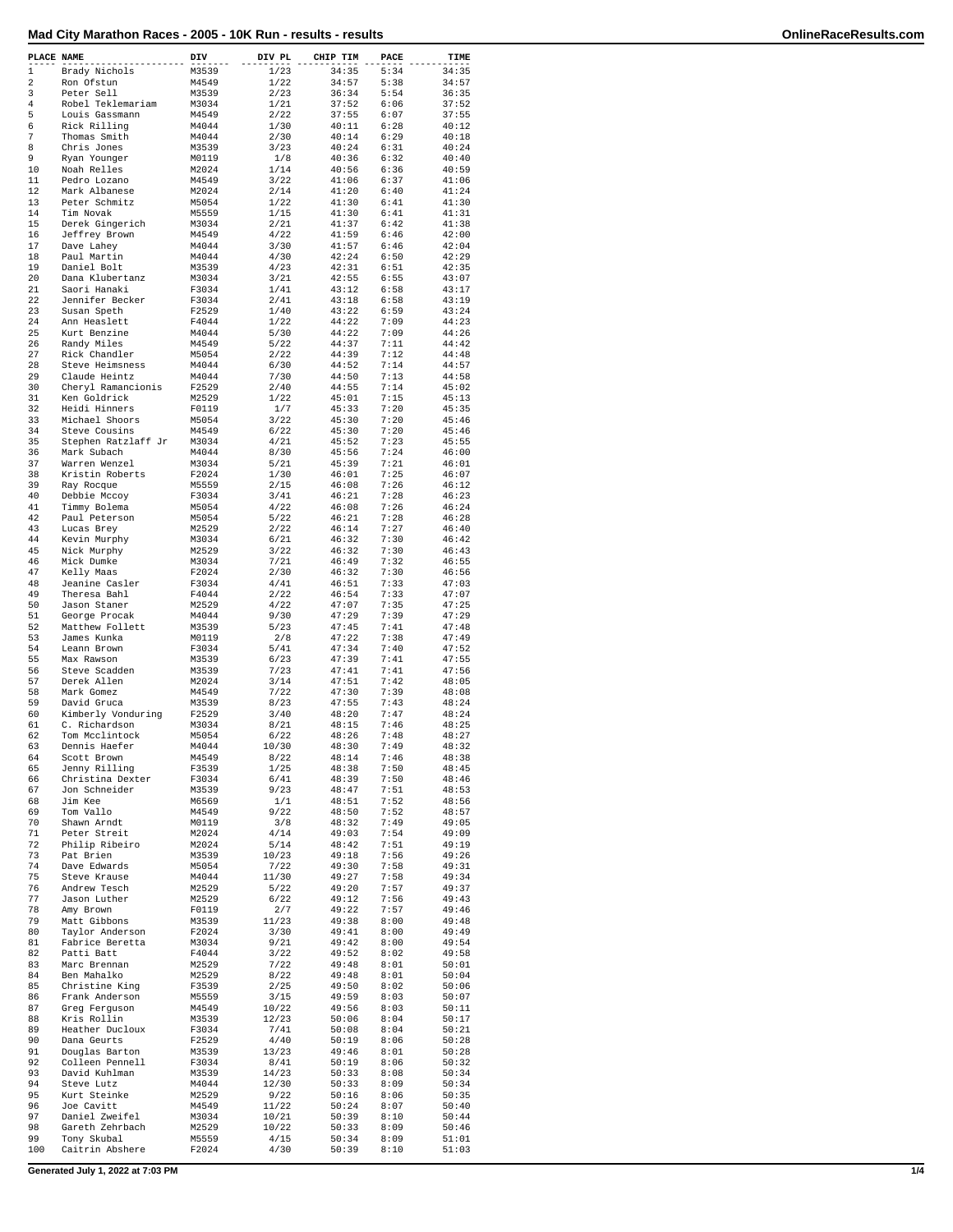# Mad City Marathon Races - 2005 - 10K Run - results - results

| PLACE | NAME | DIV | DIV PL | CHIP TIM | PACE | TIME |
|---|---|---|---|---|---|---|
| 1 | Brady Nichols | M3539 | 1/23 | 34:35 | 5:34 | 34:35 |
| 2 | Ron Ofstun | M4549 | 1/22 | 34:57 | 5:38 | 34:57 |
| 3 | Peter Sell | M3539 | 2/23 | 36:34 | 5:54 | 36:35 |
| 4 | Robel Teklemariam | M3034 | 1/21 | 37:52 | 6:06 | 37:52 |
| 5 | Louis Gassmann | M4549 | 2/22 | 37:55 | 6:07 | 37:55 |
| 6 | Rick Rilling | M4044 | 1/30 | 40:11 | 6:28 | 40:12 |
| 7 | Thomas Smith | M4044 | 2/30 | 40:14 | 6:29 | 40:18 |
| 8 | Chris Jones | M3539 | 3/23 | 40:24 | 6:31 | 40:24 |
| 9 | Ryan Younger | M0119 | 1/8 | 40:36 | 6:32 | 40:40 |
| 10 | Noah Relles | M2024 | 1/14 | 40:56 | 6:36 | 40:59 |
| 11 | Pedro Lozano | M4549 | 3/22 | 41:06 | 6:37 | 41:06 |
| 12 | Mark Albanese | M2024 | 2/14 | 41:20 | 6:40 | 41:24 |
| 13 | Peter Schmitz | M5054 | 1/22 | 41:30 | 6:41 | 41:30 |
| 14 | Tim Novak | M5559 | 1/15 | 41:30 | 6:41 | 41:31 |
| 15 | Derek Gingerich | M3034 | 2/21 | 41:37 | 6:42 | 41:38 |
| 16 | Jeffrey Brown | M4549 | 4/22 | 41:59 | 6:46 | 42:00 |
| 17 | Dave Lahey | M4044 | 3/30 | 41:57 | 6:46 | 42:04 |
| 18 | Paul Martin | M4044 | 4/30 | 42:24 | 6:50 | 42:29 |
| 19 | Daniel Bolt | M3539 | 4/23 | 42:31 | 6:51 | 42:35 |
| 20 | Dana Klubertanz | M3034 | 3/21 | 42:55 | 6:55 | 43:07 |
| 21 | Saori Hanaki | F3034 | 1/41 | 43:12 | 6:58 | 43:17 |
| 22 | Jennifer Becker | F3034 | 2/41 | 43:18 | 6:58 | 43:19 |
| 23 | Susan Speth | F2529 | 1/40 | 43:22 | 6:59 | 43:24 |
| 24 | Ann Heaslett | F4044 | 1/22 | 44:22 | 7:09 | 44:23 |
| 25 | Kurt Benzine | M4044 | 5/30 | 44:22 | 7:09 | 44:26 |
| 26 | Randy Miles | M4549 | 5/22 | 44:37 | 7:11 | 44:42 |
| 27 | Rick Chandler | M5054 | 2/22 | 44:39 | 7:12 | 44:48 |
| 28 | Steve Heimsness | M4044 | 6/30 | 44:52 | 7:14 | 44:57 |
| 29 | Claude Heintz | M4044 | 7/30 | 44:50 | 7:13 | 44:58 |
| 30 | Cheryl Ramancionis | F2529 | 2/40 | 44:55 | 7:14 | 45:02 |
| 31 | Ken Goldrick | M2529 | 1/22 | 45:01 | 7:15 | 45:13 |
| 32 | Heidi Hinners | F0119 | 1/7 | 45:33 | 7:20 | 45:35 |
| 33 | Michael Shoors | M5054 | 3/22 | 45:30 | 7:20 | 45:46 |
| 34 | Steve Cousins | M4549 | 6/22 | 45:30 | 7:20 | 45:46 |
| 35 | Stephen Ratzlaff Jr | M3034 | 4/21 | 45:52 | 7:23 | 45:55 |
| 36 | Mark Subach | M4044 | 8/30 | 45:56 | 7:24 | 46:00 |
| 37 | Warren Wenzel | M3034 | 5/21 | 45:39 | 7:21 | 46:01 |
| 38 | Kristin Roberts | F2024 | 1/30 | 46:01 | 7:25 | 46:07 |
| 39 | Ray Rocque | M5559 | 2/15 | 46:08 | 7:26 | 46:12 |
| 40 | Debbie Mccoy | F3034 | 3/41 | 46:21 | 7:28 | 46:23 |
| 41 | Timmy Bolema | M5054 | 4/22 | 46:08 | 7:26 | 46:24 |
| 42 | Paul Peterson | M5054 | 5/22 | 46:21 | 7:28 | 46:28 |
| 43 | Lucas Brey | M2529 | 2/22 | 46:14 | 7:27 | 46:40 |
| 44 | Kevin Murphy | M3034 | 6/21 | 46:32 | 7:30 | 46:42 |
| 45 | Nick Murphy | M2529 | 3/22 | 46:32 | 7:30 | 46:43 |
| 46 | Mick Dumke | M3034 | 7/21 | 46:49 | 7:32 | 46:55 |
| 47 | Kelly Maas | F2024 | 2/30 | 46:32 | 7:30 | 46:56 |
| 48 | Jeanine Casler | F3034 | 4/41 | 46:51 | 7:33 | 47:03 |
| 49 | Theresa Bahl | F4044 | 2/22 | 46:54 | 7:33 | 47:07 |
| 50 | Jason Staner | M2529 | 4/22 | 47:07 | 7:35 | 47:25 |
| 51 | George Procak | M4044 | 9/30 | 47:29 | 7:39 | 47:29 |
| 52 | Matthew Follett | M3539 | 5/23 | 47:45 | 7:41 | 47:48 |
| 53 | James Kunka | M0119 | 2/8 | 47:22 | 7:38 | 47:49 |
| 54 | Leann Brown | F3034 | 5/41 | 47:34 | 7:40 | 47:52 |
| 55 | Max Rawson | M3539 | 6/23 | 47:39 | 7:41 | 47:55 |
| 56 | Steve Scadden | M3539 | 7/23 | 47:41 | 7:41 | 47:56 |
| 57 | Derek Allen | M2024 | 3/14 | 47:51 | 7:42 | 48:05 |
| 58 | Mark Gomez | M4549 | 7/22 | 47:30 | 7:39 | 48:08 |
| 59 | David Gruca | M3539 | 8/23 | 47:55 | 7:43 | 48:24 |
| 60 | Kimberly Vonduring | F2529 | 3/40 | 48:20 | 7:47 | 48:24 |
| 61 | C. Richardson | M3034 | 8/21 | 48:15 | 7:46 | 48:25 |
| 62 | Tom Mcclintock | M5054 | 6/22 | 48:26 | 7:48 | 48:27 |
| 63 | Dennis Haefer | M4044 | 10/30 | 48:30 | 7:49 | 48:32 |
| 64 | Scott Brown | M4549 | 8/22 | 48:14 | 7:46 | 48:38 |
| 65 | Jenny Rilling | F3539 | 1/25 | 48:38 | 7:50 | 48:45 |
| 66 | Christina Dexter | F3034 | 6/41 | 48:39 | 7:50 | 48:46 |
| 67 | Jon Schneider | M3539 | 9/23 | 48:47 | 7:51 | 48:53 |
| 68 | Jim Kee | M6569 | 1/1 | 48:51 | 7:52 | 48:56 |
| 69 | Tom Vallo | M4549 | 9/22 | 48:50 | 7:52 | 48:57 |
| 70 | Shawn Arndt | M0119 | 3/8 | 48:32 | 7:49 | 49:05 |
| 71 | Peter Streit | M2024 | 4/14 | 49:03 | 7:54 | 49:09 |
| 72 | Philip Ribeiro | M2024 | 5/14 | 48:42 | 7:51 | 49:19 |
| 73 | Pat Brien | M3539 | 10/23 | 49:18 | 7:56 | 49:26 |
| 74 | Dave Edwards | M5054 | 7/22 | 49:30 | 7:58 | 49:31 |
| 75 | Steve Krause | M4044 | 11/30 | 49:27 | 7:58 | 49:34 |
| 76 | Andrew Tesch | M2529 | 5/22 | 49:20 | 7:57 | 49:37 |
| 77 | Jason Luther | M2529 | 6/22 | 49:12 | 7:56 | 49:43 |
| 78 | Amy Brown | F0119 | 2/7 | 49:22 | 7:57 | 49:46 |
| 79 | Matt Gibbons | M3539 | 11/23 | 49:38 | 8:00 | 49:48 |
| 80 | Taylor Anderson | F2024 | 3/30 | 49:41 | 8:00 | 49:49 |
| 81 | Fabrice Beretta | M3034 | 9/21 | 49:42 | 8:00 | 49:54 |
| 82 | Patti Batt | F4044 | 3/22 | 49:52 | 8:02 | 49:58 |
| 83 | Marc Brennan | M2529 | 7/22 | 49:48 | 8:01 | 50:01 |
| 84 | Ben Mahalko | M2529 | 8/22 | 49:48 | 8:01 | 50:04 |
| 85 | Christine King | F3539 | 2/25 | 49:50 | 8:02 | 50:06 |
| 86 | Frank Anderson | M5559 | 3/15 | 49:59 | 8:03 | 50:07 |
| 87 | Greg Ferguson | M4549 | 10/22 | 49:56 | 8:03 | 50:11 |
| 88 | Kris Rollin | M3539 | 12/23 | 50:06 | 8:04 | 50:17 |
| 89 | Heather Ducloux | F3034 | 7/41 | 50:08 | 8:04 | 50:21 |
| 90 | Dana Geurts | F2529 | 4/40 | 50:19 | 8:06 | 50:28 |
| 91 | Douglas Barton | M3539 | 13/23 | 49:46 | 8:01 | 50:28 |
| 92 | Colleen Pennell | F3034 | 8/41 | 50:19 | 8:06 | 50:32 |
| 93 | David Kuhlman | M3539 | 14/23 | 50:33 | 8:08 | 50:34 |
| 94 | Steve Lutz | M4044 | 12/30 | 50:33 | 8:09 | 50:34 |
| 95 | Kurt Steinke | M2529 | 9/22 | 50:16 | 8:06 | 50:35 |
| 96 | Joe Cavitt | M4549 | 11/22 | 50:24 | 8:07 | 50:40 |
| 97 | Daniel Zweifel | M3034 | 10/21 | 50:39 | 8:10 | 50:44 |
| 98 | Gareth Zehrbach | M2529 | 10/22 | 50:33 | 8:09 | 50:46 |
| 99 | Tony Skubal | M5559 | 4/15 | 50:34 | 8:09 | 51:01 |
| 100 | Caitrin Abshere | F2024 | 4/30 | 50:39 | 8:10 | 51:03 |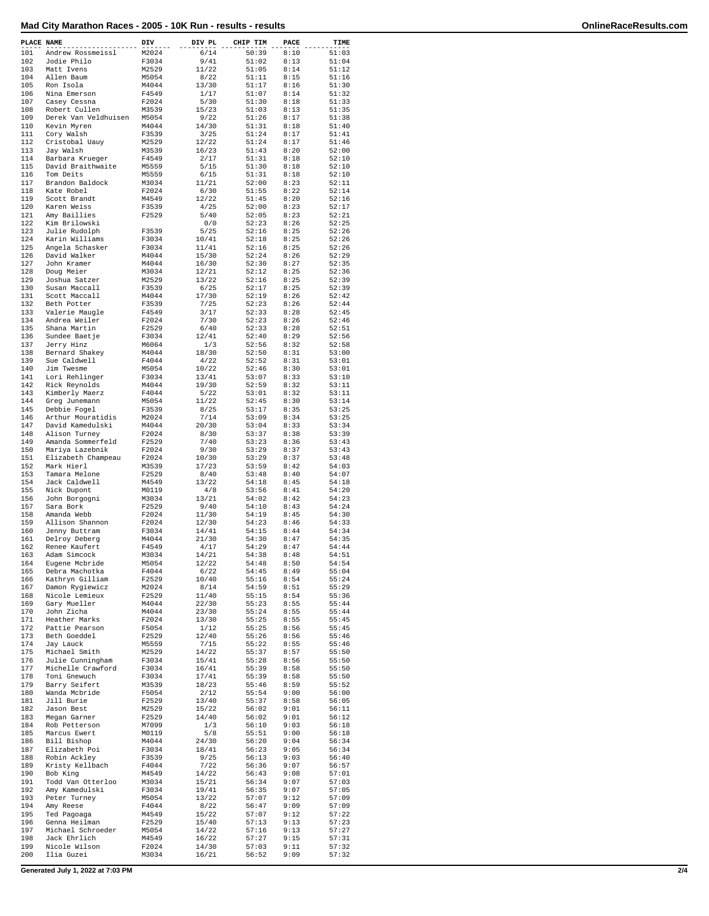| PLACE | NAME | DIV | DIV PL | CHIP TIM | PACE | TIME |
|---|---|---|---|---|---|---|
| 101 | Andrew Rossmeissl | M2024 | 6/14 | 50:39 | 8:10 | 51:03 |
| 102 | Jodie Philo | F3034 | 9/41 | 51:02 | 8:13 | 51:04 |
| 103 | Matt Ivens | M2529 | 11/22 | 51:05 | 8:14 | 51:12 |
| 104 | Allen Baum | M5054 | 8/22 | 51:11 | 8:15 | 51:16 |
| 105 | Ron Isola | M4044 | 13/30 | 51:17 | 8:16 | 51:30 |
| 106 | Nina Emerson | F4549 | 1/17 | 51:07 | 8:14 | 51:32 |
| 107 | Casey Cessna | F2024 | 5/30 | 51:30 | 8:18 | 51:33 |
| 108 | Robert Cullen | M3539 | 15/23 | 51:03 | 8:13 | 51:35 |
| 109 | Derek Van Veldhuisen | M5054 | 9/22 | 51:26 | 8:17 | 51:38 |
| 110 | Kevin Myren | M4044 | 14/30 | 51:31 | 8:18 | 51:40 |
| 111 | Cory Walsh | F3539 | 3/25 | 51:24 | 8:17 | 51:41 |
| 112 | Cristobal Uauy | M2529 | 12/22 | 51:24 | 8:17 | 51:46 |
| 113 | Jay Walsh | M3539 | 16/23 | 51:43 | 8:20 | 52:00 |
| 114 | Barbara Krueger | F4549 | 2/17 | 51:31 | 8:18 | 52:10 |
| 115 | David Braithwaite | M5559 | 5/15 | 51:30 | 8:18 | 52:10 |
| 116 | Tom Deits | M5559 | 6/15 | 51:31 | 8:18 | 52:10 |
| 117 | Brandon Baldock | M3034 | 11/21 | 52:00 | 8:23 | 52:11 |
| 118 | Kate Robel | F2024 | 6/30 | 51:55 | 8:22 | 52:14 |
| 119 | Scott Brandt | M4549 | 12/22 | 51:45 | 8:20 | 52:16 |
| 120 | Karen Weiss | F3539 | 4/25 | 52:00 | 8:23 | 52:17 |
| 121 | Amy Baillies | F2529 | 5/40 | 52:05 | 8:23 | 52:21 |
| 122 | Kim Brilowski | | 0/0 | 52:23 | 8:26 | 52:25 |
| 123 | Julie Rudolph | F3539 | 5/25 | 52:16 | 8:25 | 52:26 |
| 124 | Karin Williams | F3034 | 10/41 | 52:18 | 8:25 | 52:26 |
| 125 | Angela Schasker | F3034 | 11/41 | 52:16 | 8:25 | 52:26 |
| 126 | David Walker | M4044 | 15/30 | 52:24 | 8:26 | 52:29 |
| 127 | John Kramer | M4044 | 16/30 | 52:30 | 8:27 | 52:35 |
| 128 | Doug Meier | M3034 | 12/21 | 52:12 | 8:25 | 52:36 |
| 129 | Joshua Satzer | M2529 | 13/22 | 52:16 | 8:25 | 52:39 |
| 130 | Susan Maccall | F3539 | 6/25 | 52:17 | 8:25 | 52:39 |
| 131 | Scott Maccall | M4044 | 17/30 | 52:19 | 8:26 | 52:42 |
| 132 | Beth Potter | F3539 | 7/25 | 52:23 | 8:26 | 52:44 |
| 133 | Valerie Maugle | F4549 | 3/17 | 52:33 | 8:28 | 52:45 |
| 134 | Andrea Weiler | F2024 | 7/30 | 52:23 | 8:26 | 52:46 |
| 135 | Shana Martin | F2529 | 6/40 | 52:33 | 8:28 | 52:51 |
| 136 | Sundee Baetje | F3034 | 12/41 | 52:40 | 8:29 | 52:56 |
| 137 | Jerry Hinz | M6064 | 1/3 | 52:56 | 8:32 | 52:58 |
| 138 | Bernard Shakey | M4044 | 18/30 | 52:50 | 8:31 | 53:00 |
| 139 | Sue Caldwell | F4044 | 4/22 | 52:52 | 8:31 | 53:01 |
| 140 | Jim Twesme | M5054 | 10/22 | 52:46 | 8:30 | 53:01 |
| 141 | Lori Rehlinger | F3034 | 13/41 | 53:07 | 8:33 | 53:10 |
| 142 | Rick Reynolds | M4044 | 19/30 | 52:59 | 8:32 | 53:11 |
| 143 | Kimberly Maerz | F4044 | 5/22 | 53:01 | 8:32 | 53:11 |
| 144 | Greg Junemann | M5054 | 11/22 | 52:45 | 8:30 | 53:14 |
| 145 | Debbie Fogel | F3539 | 8/25 | 53:17 | 8:35 | 53:25 |
| 146 | Arthur Mouratidis | M2024 | 7/14 | 53:09 | 8:34 | 53:25 |
| 147 | David Kamedulski | M4044 | 20/30 | 53:04 | 8:33 | 53:34 |
| 148 | Alison Turney | F2024 | 8/30 | 53:37 | 8:38 | 53:39 |
| 149 | Amanda Sommerfeld | F2529 | 7/40 | 53:23 | 8:36 | 53:43 |
| 150 | Mariya Lazebnik | F2024 | 9/30 | 53:29 | 8:37 | 53:43 |
| 151 | Elizabeth Champeau | F2024 | 10/30 | 53:29 | 8:37 | 53:48 |
| 152 | Mark Hierl | M3539 | 17/23 | 53:59 | 8:42 | 54:03 |
| 153 | Tamara Melone | F2529 | 8/40 | 53:48 | 8:40 | 54:07 |
| 154 | Jack Caldwell | M4549 | 13/22 | 54:18 | 8:45 | 54:18 |
| 155 | Nick Dupont | M0119 | 4/8 | 53:56 | 8:41 | 54:20 |
| 156 | John Borgogni | M3034 | 13/21 | 54:02 | 8:42 | 54:23 |
| 157 | Sara Bork | F2529 | 9/40 | 54:10 | 8:43 | 54:24 |
| 158 | Amanda Webb | F2024 | 11/30 | 54:19 | 8:45 | 54:30 |
| 159 | Allison Shannon | F2024 | 12/30 | 54:23 | 8:46 | 54:33 |
| 160 | Jenny Buttram | F3034 | 14/41 | 54:15 | 8:44 | 54:34 |
| 161 | Delroy Deberg | M4044 | 21/30 | 54:30 | 8:47 | 54:35 |
| 162 | Renee Kaufert | F4549 | 4/17 | 54:29 | 8:47 | 54:44 |
| 163 | Adam Simcock | M3034 | 14/21 | 54:38 | 8:48 | 54:51 |
| 164 | Eugene Mcbride | M5054 | 12/22 | 54:48 | 8:50 | 54:54 |
| 165 | Debra Machotka | F4044 | 6/22 | 54:45 | 8:49 | 55:04 |
| 166 | Kathryn Gilliam | F2529 | 10/40 | 55:16 | 8:54 | 55:24 |
| 167 | Damon Rygiewicz | M2024 | 8/14 | 54:59 | 8:51 | 55:29 |
| 168 | Nicole Lemieux | F2529 | 11/40 | 55:15 | 8:54 | 55:36 |
| 169 | Gary Mueller | M4044 | 22/30 | 55:23 | 8:55 | 55:44 |
| 170 | John Zicha | M4044 | 23/30 | 55:24 | 8:55 | 55:44 |
| 171 | Heather Marks | F2024 | 13/30 | 55:25 | 8:55 | 55:45 |
| 172 | Pattie Pearson | F5054 | 1/12 | 55:25 | 8:56 | 55:45 |
| 173 | Beth Goeddel | F2529 | 12/40 | 55:26 | 8:56 | 55:46 |
| 174 | Jay Lauck | M5559 | 7/15 | 55:22 | 8:55 | 55:46 |
| 175 | Michael Smith | M2529 | 14/22 | 55:37 | 8:57 | 55:50 |
| 176 | Julie Cunningham | F3034 | 15/41 | 55:28 | 8:56 | 55:50 |
| 177 | Michelle Crawford | F3034 | 16/41 | 55:39 | 8:58 | 55:50 |
| 178 | Toni Gnewuch | F3034 | 17/41 | 55:39 | 8:58 | 55:50 |
| 179 | Barry Seifert | M3539 | 18/23 | 55:46 | 8:59 | 55:52 |
| 180 | Wanda Mcbride | F5054 | 2/12 | 55:54 | 9:00 | 56:00 |
| 181 | Jill Burie | F2529 | 13/40 | 55:37 | 8:58 | 56:05 |
| 182 | Jason Best | M2529 | 15/22 | 56:02 | 9:01 | 56:11 |
| 183 | Megan Garner | F2529 | 14/40 | 56:02 | 9:01 | 56:12 |
| 184 | Rob Petterson | M7099 | 1/3 | 56:10 | 9:03 | 56:18 |
| 185 | Marcus Ewert | M0119 | 5/8 | 55:51 | 9:00 | 56:18 |
| 186 | Bill Bishop | M4044 | 24/30 | 56:20 | 9:04 | 56:34 |
| 187 | Elizabeth Poi | F3034 | 18/41 | 56:23 | 9:05 | 56:34 |
| 188 | Robin Ackley | F3539 | 9/25 | 56:13 | 9:03 | 56:40 |
| 189 | Kristy Kellbach | F4044 | 7/22 | 56:36 | 9:07 | 56:57 |
| 190 | Bob King | M4549 | 14/22 | 56:43 | 9:08 | 57:01 |
| 191 | Todd Van Otterloo | M3034 | 15/21 | 56:34 | 9:07 | 57:03 |
| 192 | Amy Kamedulski | F3034 | 19/41 | 56:35 | 9:07 | 57:05 |
| 193 | Peter Turney | M5054 | 13/22 | 57:07 | 9:12 | 57:09 |
| 194 | Amy Reese | F4044 | 8/22 | 56:47 | 9:09 | 57:09 |
| 195 | Ted Pagoaga | M4549 | 15/22 | 57:07 | 9:12 | 57:22 |
| 196 | Genna Heilman | F2529 | 15/40 | 57:13 | 9:13 | 57:23 |
| 197 | Michael Schroeder | M5054 | 14/22 | 57:16 | 9:13 | 57:27 |
| 198 | Jack Ehrlich | M4549 | 16/22 | 57:27 | 9:15 | 57:31 |
| 199 | Nicole Wilson | F2024 | 14/30 | 57:03 | 9:11 | 57:32 |
| 200 | Ilia Guzei | M3034 | 16/21 | 56:52 | 9:09 | 57:32 |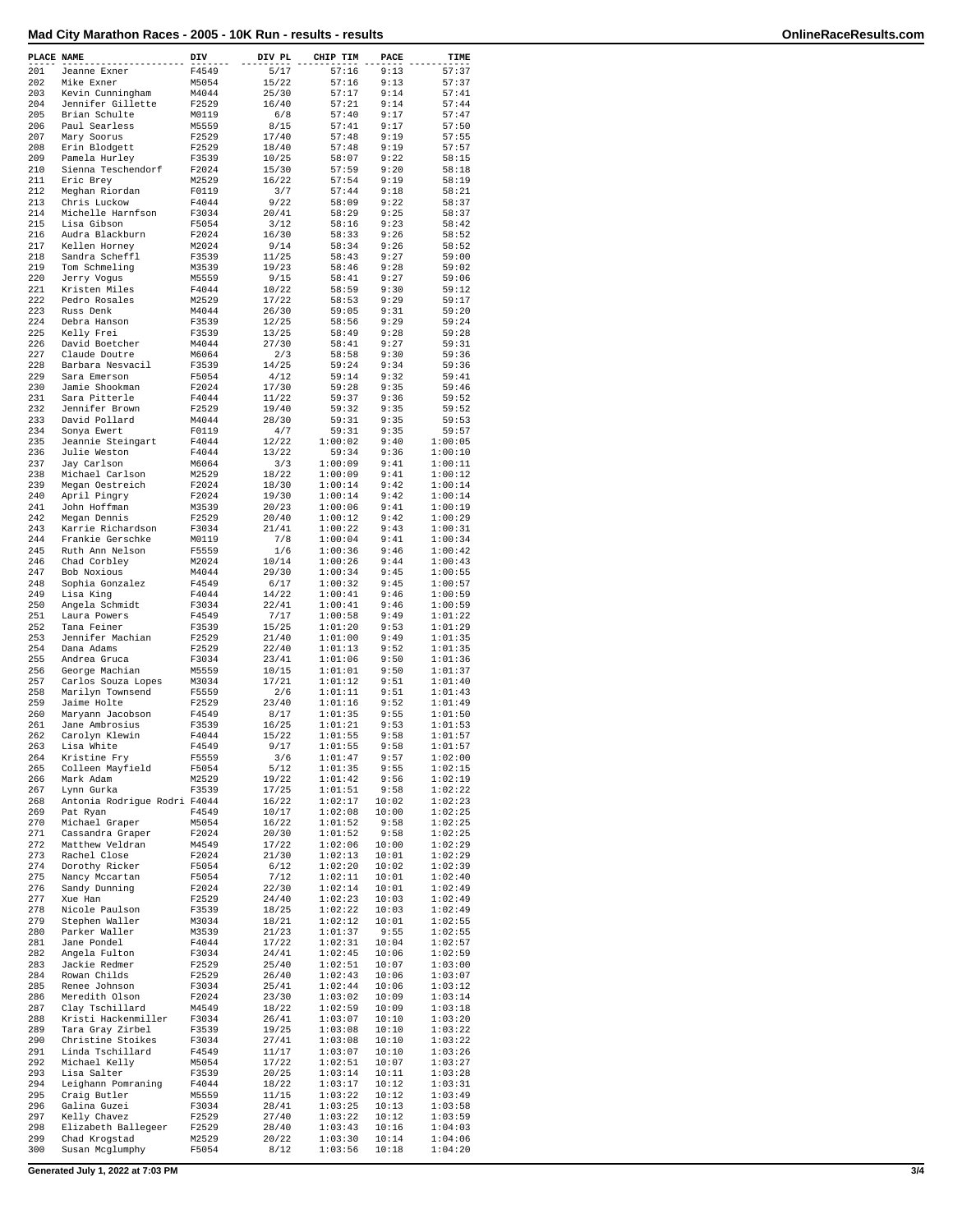# Mad City Marathon Races - 2005 - 10K Run - results - results

| PLACE | NAME | DIV | DIV PL | CHIP TIM | PACE | TIME |
|---|---|---|---|---|---|---|
| 201 | Jeanne Exner | F4549 | 5/17 | 57:16 | 9:13 | 57:37 |
| 202 | Mike Exner | M5054 | 15/22 | 57:16 | 9:13 | 57:37 |
| 203 | Kevin Cunningham | M4044 | 25/30 | 57:17 | 9:14 | 57:41 |
| 204 | Jennifer Gillette | F2529 | 16/40 | 57:21 | 9:14 | 57:44 |
| 205 | Brian Schulte | M0119 | 6/8 | 57:40 | 9:17 | 57:47 |
| 206 | Paul Searless | M5559 | 8/15 | 57:41 | 9:17 | 57:50 |
| 207 | Mary Soorus | F2529 | 17/40 | 57:48 | 9:19 | 57:55 |
| 208 | Erin Blodgett | F2529 | 18/40 | 57:48 | 9:19 | 57:57 |
| 209 | Pamela Hurley | F3539 | 10/25 | 58:07 | 9:22 | 58:15 |
| 210 | Sienna Teschendorf | F2024 | 15/30 | 57:59 | 9:20 | 58:18 |
| 211 | Eric Brey | M2529 | 16/22 | 57:54 | 9:19 | 58:19 |
| 212 | Meghan Riordan | F0119 | 3/7 | 57:44 | 9:18 | 58:21 |
| 213 | Chris Luckow | F4044 | 9/22 | 58:09 | 9:22 | 58:37 |
| 214 | Michelle Harnfson | F3034 | 20/41 | 58:29 | 9:25 | 58:37 |
| 215 | Lisa Gibson | F5054 | 3/12 | 58:16 | 9:23 | 58:42 |
| 216 | Audra Blackburn | F2024 | 16/30 | 58:33 | 9:26 | 58:52 |
| 217 | Kellen Horney | M2024 | 9/14 | 58:34 | 9:26 | 58:52 |
| 218 | Sandra Scheffl | F3539 | 11/25 | 58:43 | 9:27 | 59:00 |
| 219 | Tom Schmeling | M3539 | 19/23 | 58:46 | 9:28 | 59:02 |
| 220 | Jerry Vogus | M5559 | 9/15 | 58:41 | 9:27 | 59:06 |
| 221 | Kristen Miles | F4044 | 10/22 | 58:59 | 9:30 | 59:12 |
| 222 | Pedro Rosales | M2529 | 17/22 | 58:53 | 9:29 | 59:17 |
| 223 | Russ Denk | M4044 | 26/30 | 59:05 | 9:31 | 59:20 |
| 224 | Debra Hanson | F3539 | 12/25 | 58:56 | 9:29 | 59:24 |
| 225 | Kelly Frei | F3539 | 13/25 | 58:49 | 9:28 | 59:28 |
| 226 | David Boetcher | M4044 | 27/30 | 58:41 | 9:27 | 59:31 |
| 227 | Claude Doutre | M6064 | 2/3 | 58:58 | 9:30 | 59:36 |
| 228 | Barbara Nesvacil | F3539 | 14/25 | 59:24 | 9:34 | 59:36 |
| 229 | Sara Emerson | F5054 | 4/12 | 59:14 | 9:32 | 59:41 |
| 230 | Jamie Shookman | F2024 | 17/30 | 59:28 | 9:35 | 59:46 |
| 231 | Sara Pitterle | F4044 | 11/22 | 59:37 | 9:36 | 59:52 |
| 232 | Jennifer Brown | F2529 | 19/40 | 59:32 | 9:35 | 59:52 |
| 233 | David Pollard | M4044 | 28/30 | 59:31 | 9:35 | 59:53 |
| 234 | Sonya Ewert | F0119 | 4/7 | 59:31 | 9:35 | 59:57 |
| 235 | Jeannie Steingart | F4044 | 12/22 | 1:00:02 | 9:40 | 1:00:05 |
| 236 | Julie Weston | F4044 | 13/22 | 59:34 | 9:36 | 1:00:10 |
| 237 | Jay Carlson | M6064 | 3/3 | 1:00:09 | 9:41 | 1:00:11 |
| 238 | Michael Carlson | M2529 | 18/22 | 1:00:09 | 9:41 | 1:00:12 |
| 239 | Megan Oestreich | F2024 | 18/30 | 1:00:14 | 9:42 | 1:00:14 |
| 240 | April Pingry | F2024 | 19/30 | 1:00:14 | 9:42 | 1:00:14 |
| 241 | John Hoffman | M3539 | 20/23 | 1:00:06 | 9:41 | 1:00:19 |
| 242 | Megan Dennis | F2529 | 20/40 | 1:00:12 | 9:42 | 1:00:29 |
| 243 | Karrie Richardson | F3034 | 21/41 | 1:00:22 | 9:43 | 1:00:31 |
| 244 | Frankie Gerschke | M0119 | 7/8 | 1:00:04 | 9:41 | 1:00:34 |
| 245 | Ruth Ann Nelson | F5559 | 1/6 | 1:00:36 | 9:46 | 1:00:42 |
| 246 | Chad Corbley | M2024 | 10/14 | 1:00:26 | 9:44 | 1:00:43 |
| 247 | Bob Noxious | M4044 | 29/30 | 1:00:34 | 9:45 | 1:00:55 |
| 248 | Sophia Gonzalez | F4549 | 6/17 | 1:00:32 | 9:45 | 1:00:57 |
| 249 | Lisa King | F4044 | 14/22 | 1:00:41 | 9:46 | 1:00:59 |
| 250 | Angela Schmidt | F3034 | 22/41 | 1:00:41 | 9:46 | 1:00:59 |
| 251 | Laura Powers | F4549 | 7/17 | 1:00:58 | 9:49 | 1:01:22 |
| 252 | Tana Feiner | F3539 | 15/25 | 1:01:20 | 9:53 | 1:01:29 |
| 253 | Jennifer Machian | F2529 | 21/40 | 1:01:00 | 9:49 | 1:01:35 |
| 254 | Dana Adams | F2529 | 22/40 | 1:01:13 | 9:52 | 1:01:35 |
| 255 | Andrea Gruca | F3034 | 23/41 | 1:01:06 | 9:50 | 1:01:36 |
| 256 | George Machian | M5559 | 10/15 | 1:01:01 | 9:50 | 1:01:37 |
| 257 | Carlos Souza Lopes | M3034 | 17/21 | 1:01:12 | 9:51 | 1:01:40 |
| 258 | Marilyn Townsend | F5559 | 2/6 | 1:01:11 | 9:51 | 1:01:43 |
| 259 | Jaime Holte | F2529 | 23/40 | 1:01:16 | 9:52 | 1:01:49 |
| 260 | Maryann Jacobson | F4549 | 8/17 | 1:01:35 | 9:55 | 1:01:50 |
| 261 | Jane Ambrosius | F3539 | 16/25 | 1:01:21 | 9:53 | 1:01:53 |
| 262 | Carolyn Klewin | F4044 | 15/22 | 1:01:55 | 9:58 | 1:01:57 |
| 263 | Lisa White | F4549 | 9/17 | 1:01:55 | 9:58 | 1:01:57 |
| 264 | Kristine Fry | F5559 | 3/6 | 1:01:47 | 9:57 | 1:02:00 |
| 265 | Colleen Mayfield | F5054 | 5/12 | 1:01:35 | 9:55 | 1:02:15 |
| 266 | Mark Adam | M2529 | 19/22 | 1:01:42 | 9:56 | 1:02:19 |
| 267 | Lynn Gurka | F3539 | 17/25 | 1:01:51 | 9:58 | 1:02:22 |
| 268 | Antonia Rodrigue Rodri | F4044 | 16/22 | 1:02:17 | 10:02 | 1:02:23 |
| 269 | Pat Ryan | F4549 | 10/17 | 1:02:08 | 10:00 | 1:02:25 |
| 270 | Michael Graper | M5054 | 16/22 | 1:01:52 | 9:58 | 1:02:25 |
| 271 | Cassandra Graper | F2024 | 20/30 | 1:01:52 | 9:58 | 1:02:25 |
| 272 | Matthew Veldran | M4549 | 17/22 | 1:02:06 | 10:00 | 1:02:29 |
| 273 | Rachel Close | F2024 | 21/30 | 1:02:13 | 10:01 | 1:02:29 |
| 274 | Dorothy Ricker | F5054 | 6/12 | 1:02:20 | 10:02 | 1:02:39 |
| 275 | Nancy Mccartan | F5054 | 7/12 | 1:02:11 | 10:01 | 1:02:40 |
| 276 | Sandy Dunning | F2024 | 22/30 | 1:02:14 | 10:01 | 1:02:49 |
| 277 | Xue Han | F2529 | 24/40 | 1:02:23 | 10:03 | 1:02:49 |
| 278 | Nicole Paulson | F3539 | 18/25 | 1:02:22 | 10:03 | 1:02:49 |
| 279 | Stephen Waller | M3034 | 18/21 | 1:02:12 | 10:01 | 1:02:55 |
| 280 | Parker Waller | M3539 | 21/23 | 1:01:37 | 9:55 | 1:02:55 |
| 281 | Jane Pondel | F4044 | 17/22 | 1:02:31 | 10:04 | 1:02:57 |
| 282 | Angela Fulton | F3034 | 24/41 | 1:02:45 | 10:06 | 1:02:59 |
| 283 | Jackie Redmer | F2529 | 25/40 | 1:02:51 | 10:07 | 1:03:00 |
| 284 | Rowan Childs | F2529 | 26/40 | 1:02:43 | 10:06 | 1:03:07 |
| 285 | Renee Johnson | F3034 | 25/41 | 1:02:44 | 10:06 | 1:03:12 |
| 286 | Meredith Olson | F2024 | 23/30 | 1:03:02 | 10:09 | 1:03:14 |
| 287 | Clay Tschillard | M4549 | 18/22 | 1:02:59 | 10:09 | 1:03:18 |
| 288 | Kristi Hackenmiller | F3034 | 26/41 | 1:03:07 | 10:10 | 1:03:20 |
| 289 | Tara Gray Zirbel | F3539 | 19/25 | 1:03:08 | 10:10 | 1:03:22 |
| 290 | Christine Stoikes | F3034 | 27/41 | 1:03:08 | 10:10 | 1:03:22 |
| 291 | Linda Tschillard | F4549 | 11/17 | 1:03:07 | 10:10 | 1:03:26 |
| 292 | Michael Kelly | M5054 | 17/22 | 1:02:51 | 10:07 | 1:03:27 |
| 293 | Lisa Salter | F3539 | 20/25 | 1:03:14 | 10:11 | 1:03:28 |
| 294 | Leighann Pomraning | F4044 | 18/22 | 1:03:17 | 10:12 | 1:03:31 |
| 295 | Craig Butler | M5559 | 11/15 | 1:03:22 | 10:12 | 1:03:49 |
| 296 | Galina Guzei | F3034 | 28/41 | 1:03:25 | 10:13 | 1:03:58 |
| 297 | Kelly Chavez | F2529 | 27/40 | 1:03:22 | 10:12 | 1:03:59 |
| 298 | Elizabeth Ballegeer | F2529 | 28/40 | 1:03:43 | 10:16 | 1:04:03 |
| 299 | Chad Krogstad | M2529 | 20/22 | 1:03:30 | 10:14 | 1:04:06 |
| 300 | Susan Mcglumphy | F5054 | 8/12 | 1:03:56 | 10:18 | 1:04:20 |

Generated July 1, 2022 at 7:03 PM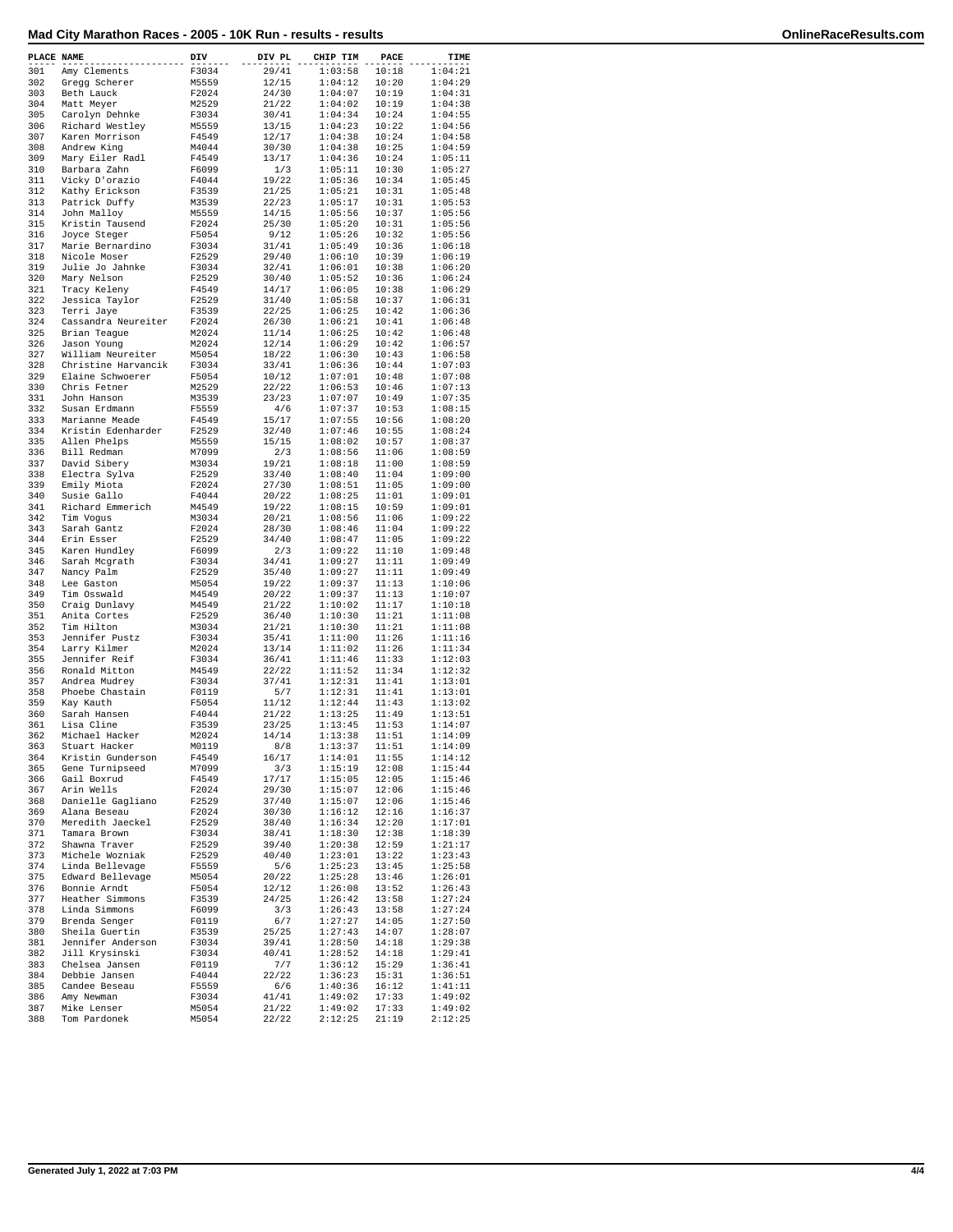## Mad City Marathon Races - 2005 - 10K Run - results - results

OnlineRaceResults.com

| PLACE | NAME | DIV | DIV PL | CHIP TIM | PACE | TIME |
|---|---|---|---|---|---|---|
| 301 | Amy Clements | F3034 | 29/41 | 1:03:58 | 10:18 | 1:04:21 |
| 302 | Gregg Scherer | M5559 | 12/15 | 1:04:12 | 10:20 | 1:04:29 |
| 303 | Beth Lauck | F2024 | 24/30 | 1:04:07 | 10:19 | 1:04:31 |
| 304 | Matt Meyer | M2529 | 21/22 | 1:04:02 | 10:19 | 1:04:38 |
| 305 | Carolyn Dehnke | F3034 | 30/41 | 1:04:34 | 10:24 | 1:04:55 |
| 306 | Richard Westley | M5559 | 13/15 | 1:04:23 | 10:22 | 1:04:56 |
| 307 | Karen Morrison | F4549 | 12/17 | 1:04:38 | 10:24 | 1:04:58 |
| 308 | Andrew King | M4044 | 30/30 | 1:04:38 | 10:25 | 1:04:59 |
| 309 | Mary Eiler Radl | F4549 | 13/17 | 1:04:36 | 10:24 | 1:05:11 |
| 310 | Barbara Zahn | F6099 | 1/3 | 1:05:11 | 10:30 | 1:05:27 |
| 311 | Vicky D'orazio | F4044 | 19/22 | 1:05:36 | 10:34 | 1:05:45 |
| 312 | Kathy Erickson | F3539 | 21/25 | 1:05:21 | 10:31 | 1:05:48 |
| 313 | Patrick Duffy | M3539 | 22/23 | 1:05:17 | 10:31 | 1:05:53 |
| 314 | John Malloy | M5559 | 14/15 | 1:05:56 | 10:37 | 1:05:56 |
| 315 | Kristin Tausend | F2024 | 25/30 | 1:05:20 | 10:31 | 1:05:56 |
| 316 | Joyce Steger | F5054 | 9/12 | 1:05:26 | 10:32 | 1:05:56 |
| 317 | Marie Bernardino | F3034 | 31/41 | 1:05:49 | 10:36 | 1:06:18 |
| 318 | Nicole Moser | F2529 | 29/40 | 1:06:10 | 10:39 | 1:06:19 |
| 319 | Julie Jo Jahnke | F3034 | 32/41 | 1:06:01 | 10:38 | 1:06:20 |
| 320 | Mary Nelson | F2529 | 30/40 | 1:05:52 | 10:36 | 1:06:24 |
| 321 | Tracy Keleny | F4549 | 14/17 | 1:06:05 | 10:38 | 1:06:29 |
| 322 | Jessica Taylor | F2529 | 31/40 | 1:05:58 | 10:37 | 1:06:31 |
| 323 | Terri Jaye | F3539 | 22/25 | 1:06:25 | 10:42 | 1:06:36 |
| 324 | Cassandra Neureiter | F2024 | 26/30 | 1:06:21 | 10:41 | 1:06:48 |
| 325 | Brian Teague | M2024 | 11/14 | 1:06:25 | 10:42 | 1:06:48 |
| 326 | Jason Young | M2024 | 12/14 | 1:06:29 | 10:42 | 1:06:57 |
| 327 | William Neureiter | M5054 | 18/22 | 1:06:30 | 10:43 | 1:06:58 |
| 328 | Christine Harvancik | F3034 | 33/41 | 1:06:36 | 10:44 | 1:07:03 |
| 329 | Elaine Schwoerer | F5054 | 10/12 | 1:07:01 | 10:48 | 1:07:08 |
| 330 | Chris Fetner | M2529 | 22/22 | 1:06:53 | 10:46 | 1:07:13 |
| 331 | John Hanson | M3539 | 23/23 | 1:07:07 | 10:49 | 1:07:35 |
| 332 | Susan Erdmann | F5559 | 4/6 | 1:07:37 | 10:53 | 1:08:15 |
| 333 | Marianne Meade | F4549 | 15/17 | 1:07:55 | 10:56 | 1:08:20 |
| 334 | Kristin Edenharder | F2529 | 32/40 | 1:07:46 | 10:55 | 1:08:24 |
| 335 | Allen Phelps | M5559 | 15/15 | 1:08:02 | 10:57 | 1:08:37 |
| 336 | Bill Redman | M7099 | 2/3 | 1:08:56 | 11:06 | 1:08:59 |
| 337 | David Sibery | M3034 | 19/21 | 1:08:18 | 11:00 | 1:08:59 |
| 338 | Electra Sylva | F2529 | 33/40 | 1:08:40 | 11:04 | 1:09:00 |
| 339 | Emily Miota | F2024 | 27/30 | 1:08:51 | 11:05 | 1:09:00 |
| 340 | Susie Gallo | F4044 | 20/22 | 1:08:25 | 11:01 | 1:09:01 |
| 341 | Richard Emmerich | M4549 | 19/22 | 1:08:15 | 10:59 | 1:09:01 |
| 342 | Tim Vogus | M3034 | 20/21 | 1:08:56 | 11:06 | 1:09:22 |
| 343 | Sarah Gantz | F2024 | 28/30 | 1:08:46 | 11:04 | 1:09:22 |
| 344 | Erin Esser | F2529 | 34/40 | 1:08:47 | 11:05 | 1:09:22 |
| 345 | Karen Hundley | F6099 | 2/3 | 1:09:22 | 11:10 | 1:09:48 |
| 346 | Sarah Mcgrath | F3034 | 34/41 | 1:09:27 | 11:11 | 1:09:49 |
| 347 | Nancy Palm | F2529 | 35/40 | 1:09:27 | 11:11 | 1:09:49 |
| 348 | Lee Gaston | M5054 | 19/22 | 1:09:37 | 11:13 | 1:10:06 |
| 349 | Tim Osswald | M4549 | 20/22 | 1:09:37 | 11:13 | 1:10:07 |
| 350 | Craig Dunlavy | M4549 | 21/22 | 1:10:02 | 11:17 | 1:10:18 |
| 351 | Anita Cortes | F2529 | 36/40 | 1:10:30 | 11:21 | 1:11:08 |
| 352 | Tim Hilton | M3034 | 21/21 | 1:10:30 | 11:21 | 1:11:08 |
| 353 | Jennifer Pustz | F3034 | 35/41 | 1:11:00 | 11:26 | 1:11:16 |
| 354 | Larry Kilmer | M2024 | 13/14 | 1:11:02 | 11:26 | 1:11:34 |
| 355 | Jennifer Reif | F3034 | 36/41 | 1:11:46 | 11:33 | 1:12:03 |
| 356 | Ronald Mitton | M4549 | 22/22 | 1:11:52 | 11:34 | 1:12:32 |
| 357 | Andrea Mudrey | F3034 | 37/41 | 1:12:31 | 11:41 | 1:13:01 |
| 358 | Phoebe Chastain | F0119 | 5/7 | 1:12:31 | 11:41 | 1:13:01 |
| 359 | Kay Kauth | F5054 | 11/12 | 1:12:44 | 11:43 | 1:13:02 |
| 360 | Sarah Hansen | F4044 | 21/22 | 1:13:25 | 11:49 | 1:13:51 |
| 361 | Lisa Cline | F3539 | 23/25 | 1:13:45 | 11:53 | 1:14:07 |
| 362 | Michael Hacker | M2024 | 14/14 | 1:13:38 | 11:51 | 1:14:09 |
| 363 | Stuart Hacker | M0119 | 8/8 | 1:13:37 | 11:51 | 1:14:09 |
| 364 | Kristin Gunderson | F4549 | 16/17 | 1:14:01 | 11:55 | 1:14:12 |
| 365 | Gene Turnipseed | M7099 | 3/3 | 1:15:19 | 12:08 | 1:15:44 |
| 366 | Gail Boxrud | F4549 | 17/17 | 1:15:05 | 12:05 | 1:15:46 |
| 367 | Arin Wells | F2024 | 29/30 | 1:15:07 | 12:06 | 1:15:46 |
| 368 | Danielle Gagliano | F2529 | 37/40 | 1:15:07 | 12:06 | 1:15:46 |
| 369 | Alana Beseau | F2024 | 30/30 | 1:16:12 | 12:16 | 1:16:37 |
| 370 | Meredith Jaeckel | F2529 | 38/40 | 1:16:34 | 12:20 | 1:17:01 |
| 371 | Tamara Brown | F3034 | 38/41 | 1:18:30 | 12:38 | 1:18:39 |
| 372 | Shawna Traver | F2529 | 39/40 | 1:20:38 | 12:59 | 1:21:17 |
| 373 | Michele Wozniak | F2529 | 40/40 | 1:23:01 | 13:22 | 1:23:43 |
| 374 | Linda Bellevage | F5559 | 5/6 | 1:25:23 | 13:45 | 1:25:58 |
| 375 | Edward Bellevage | M5054 | 20/22 | 1:25:28 | 13:46 | 1:26:01 |
| 376 | Bonnie Arndt | F5054 | 12/12 | 1:26:08 | 13:52 | 1:26:43 |
| 377 | Heather Simmons | F3539 | 24/25 | 1:26:42 | 13:58 | 1:27:24 |
| 378 | Linda Simmons | F6099 | 3/3 | 1:26:43 | 13:58 | 1:27:24 |
| 379 | Brenda Senger | F0119 | 6/7 | 1:27:27 | 14:05 | 1:27:50 |
| 380 | Sheila Guertin | F3539 | 25/25 | 1:27:43 | 14:07 | 1:28:07 |
| 381 | Jennifer Anderson | F3034 | 39/41 | 1:28:50 | 14:18 | 1:29:38 |
| 382 | Jill Krysinski | F3034 | 40/41 | 1:28:52 | 14:18 | 1:29:41 |
| 383 | Chelsea Jansen | F0119 | 7/7 | 1:36:12 | 15:29 | 1:36:41 |
| 384 | Debbie Jansen | F4044 | 22/22 | 1:36:23 | 15:31 | 1:36:51 |
| 385 | Candee Beseau | F5559 | 6/6 | 1:40:36 | 16:12 | 1:41:11 |
| 386 | Amy Newman | F3034 | 41/41 | 1:49:02 | 17:33 | 1:49:02 |
| 387 | Mike Lenser | M5054 | 21/22 | 1:49:02 | 17:33 | 1:49:02 |
| 388 | Tom Pardonek | M5054 | 22/22 | 2:12:25 | 21:19 | 2:12:25 |

Generated July 1, 2022 at 7:03 PM